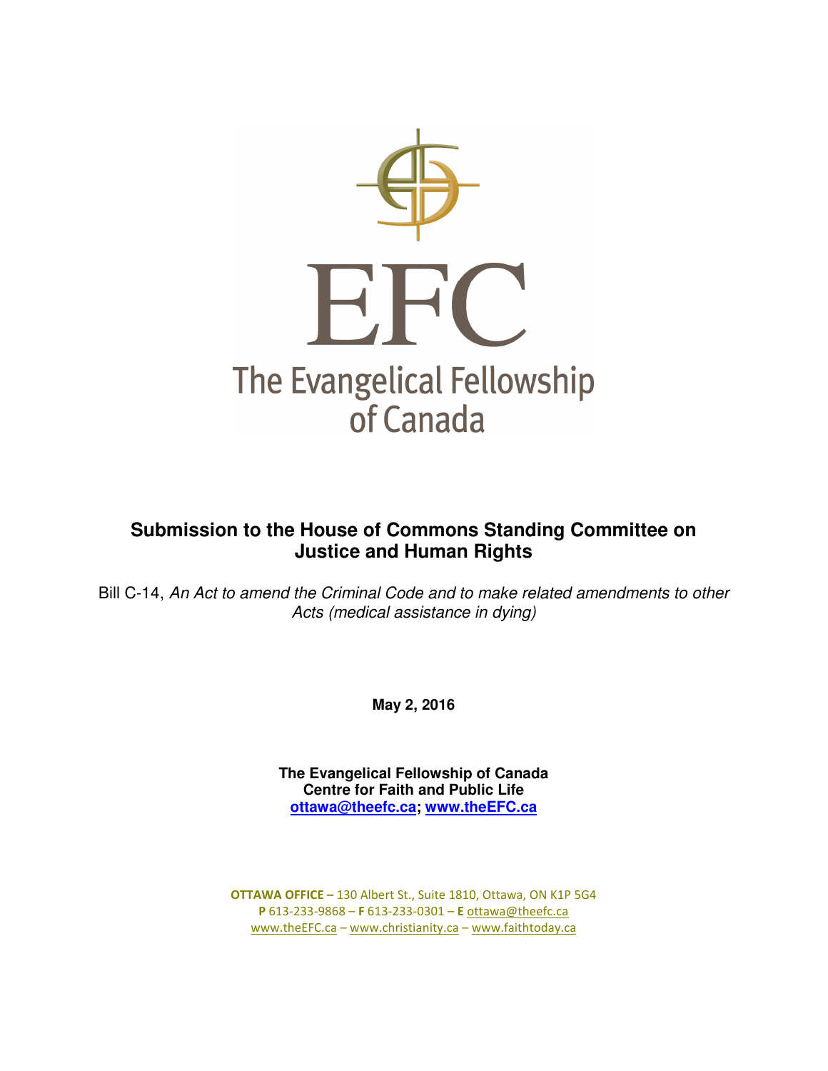EFC

The Evangelical Fellowship of Canada

## Submission to the House of Commons Standing Committee on Justice and Human Rights

Bill C-14, *An Act to amend the Criminal Code and to make related amendments to other Acts (medical assistance in dying)*

**May 2, 2016**

**The Evangelical Fellowship of Canada**
**Centre for Faith and Public Life**
**ottawa@theefc.ca; www.theEFC.ca**

**OTTAWA OFFICE –** 130 Albert St., Suite 1810, Ottawa, ON K1P 5G4
**P** 613-233-9868 – **F** 613-233-0301 – **E** ottawa@theefc.ca
www.theEFC.ca – www.christianity.ca – www.faithtoday.ca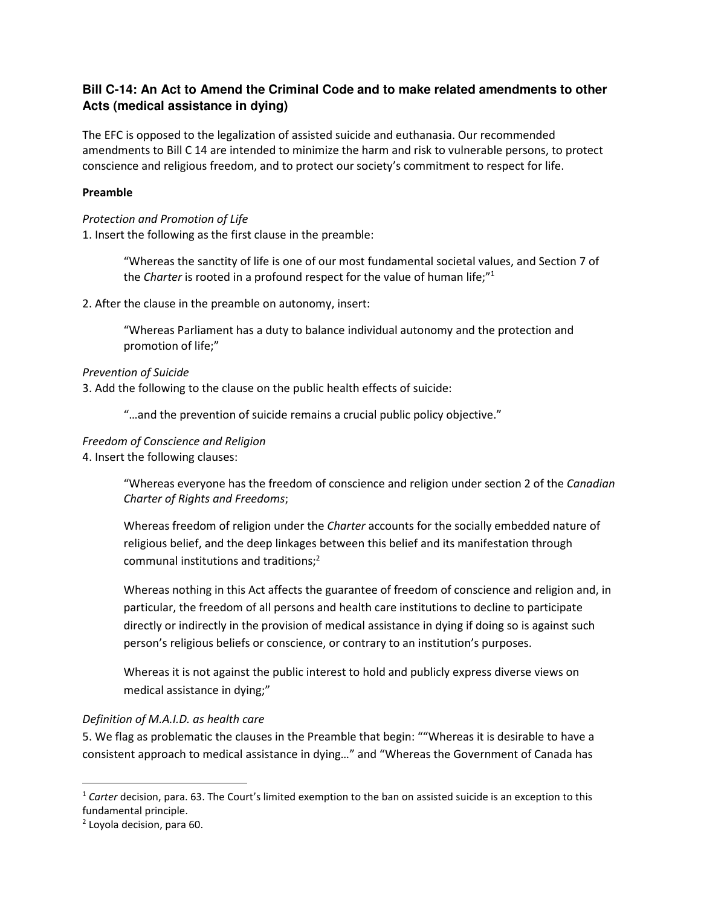## Bill C-14: An Act to Amend the Criminal Code and to make related amendments to other Acts (medical assistance in dying)

The EFC is opposed to the legalization of assisted suicide and euthanasia. Our recommended amendments to Bill C 14 are intended to minimize the harm and risk to vulnerable persons, to protect conscience and religious freedom, and to protect our society's commitment to respect for life.

**Preamble**

*Protection and Promotion of Life*

1. Insert the following as the first clause in the preamble:

> "Whereas the sanctity of life is one of our most fundamental societal values, and Section 7 of the *Charter* is rooted in a profound respect for the value of human life;"[1]

2. After the clause in the preamble on autonomy, insert:

> "Whereas Parliament has a duty to balance individual autonomy and the protection and promotion of life;"

*Prevention of Suicide*

3. Add the following to the clause on the public health effects of suicide:

> "…and the prevention of suicide remains a crucial public policy objective."

*Freedom of Conscience and Religion*

4. Insert the following clauses:

> "Whereas everyone has the freedom of conscience and religion under section 2 of the *Canadian Charter of Rights and Freedoms*;
>
> Whereas freedom of religion under the *Charter* accounts for the socially embedded nature of religious belief, and the deep linkages between this belief and its manifestation through communal institutions and traditions;[2]
>
> Whereas nothing in this Act affects the guarantee of freedom of conscience and religion and, in particular, the freedom of all persons and health care institutions to decline to participate directly or indirectly in the provision of medical assistance in dying if doing so is against such person's religious beliefs or conscience, or contrary to an institution's purposes.
>
> Whereas it is not against the public interest to hold and publicly express diverse views on medical assistance in dying;"

*Definition of M.A.I.D. as health care*

5. We flag as problematic the clauses in the Preamble that begin: ""Whereas it is desirable to have a consistent approach to medical assistance in dying…" and "Whereas the Government of Canada has

---

[1] *Carter* decision, para. 63. The Court's limited exemption to the ban on assisted suicide is an exception to this fundamental principle.

[2] Loyola decision, para 60.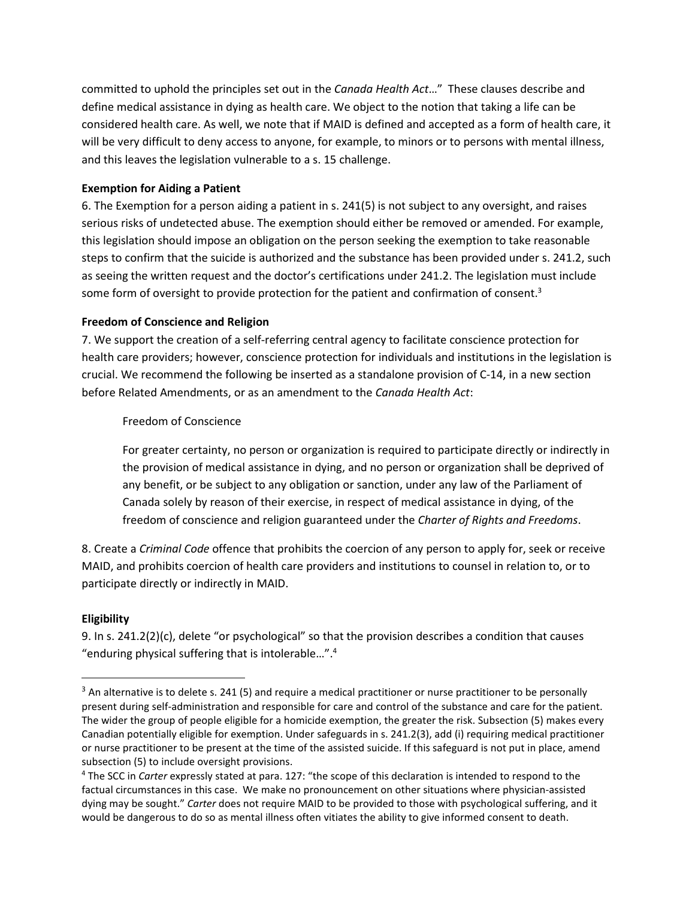committed to uphold the principles set out in the *Canada Health Act*…" These clauses describe and define medical assistance in dying as health care. We object to the notion that taking a life can be considered health care. As well, we note that if MAID is defined and accepted as a form of health care, it will be very difficult to deny access to anyone, for example, to minors or to persons with mental illness, and this leaves the legislation vulnerable to a s. 15 challenge.

**Exemption for Aiding a Patient**

6. The Exemption for a person aiding a patient in s. 241(5) is not subject to any oversight, and raises serious risks of undetected abuse. The exemption should either be removed or amended. For example, this legislation should impose an obligation on the person seeking the exemption to take reasonable steps to confirm that the suicide is authorized and the substance has been provided under s. 241.2, such as seeing the written request and the doctor's certifications under 241.2. The legislation must include some form of oversight to provide protection for the patient and confirmation of consent.[3]

**Freedom of Conscience and Religion**

7. We support the creation of a self-referring central agency to facilitate conscience protection for health care providers; however, conscience protection for individuals and institutions in the legislation is crucial. We recommend the following be inserted as a standalone provision of C-14, in a new section before Related Amendments, or as an amendment to the *Canada Health Act*:

> Freedom of Conscience
>
> For greater certainty, no person or organization is required to participate directly or indirectly in the provision of medical assistance in dying, and no person or organization shall be deprived of any benefit, or be subject to any obligation or sanction, under any law of the Parliament of Canada solely by reason of their exercise, in respect of medical assistance in dying, of the freedom of conscience and religion guaranteed under the *Charter of Rights and Freedoms*.

8. Create a *Criminal Code* offence that prohibits the coercion of any person to apply for, seek or receive MAID, and prohibits coercion of health care providers and institutions to counsel in relation to, or to participate directly or indirectly in MAID.

**Eligibility**

9. In s. 241.2(2)(c), delete "or psychological" so that the provision describes a condition that causes "enduring physical suffering that is intolerable…".[4]

---

[3] An alternative is to delete s. 241 (5) and require a medical practitioner or nurse practitioner to be personally present during self-administration and responsible for care and control of the substance and care for the patient. The wider the group of people eligible for a homicide exemption, the greater the risk. Subsection (5) makes every Canadian potentially eligible for exemption. Under safeguards in s. 241.2(3), add (i) requiring medical practitioner or nurse practitioner to be present at the time of the assisted suicide. If this safeguard is not put in place, amend subsection (5) to include oversight provisions.

[4] The SCC in *Carter* expressly stated at para. 127: "the scope of this declaration is intended to respond to the factual circumstances in this case. We make no pronouncement on other situations where physician-assisted dying may be sought." *Carter* does not require MAID to be provided to those with psychological suffering, and it would be dangerous to do so as mental illness often vitiates the ability to give informed consent to death.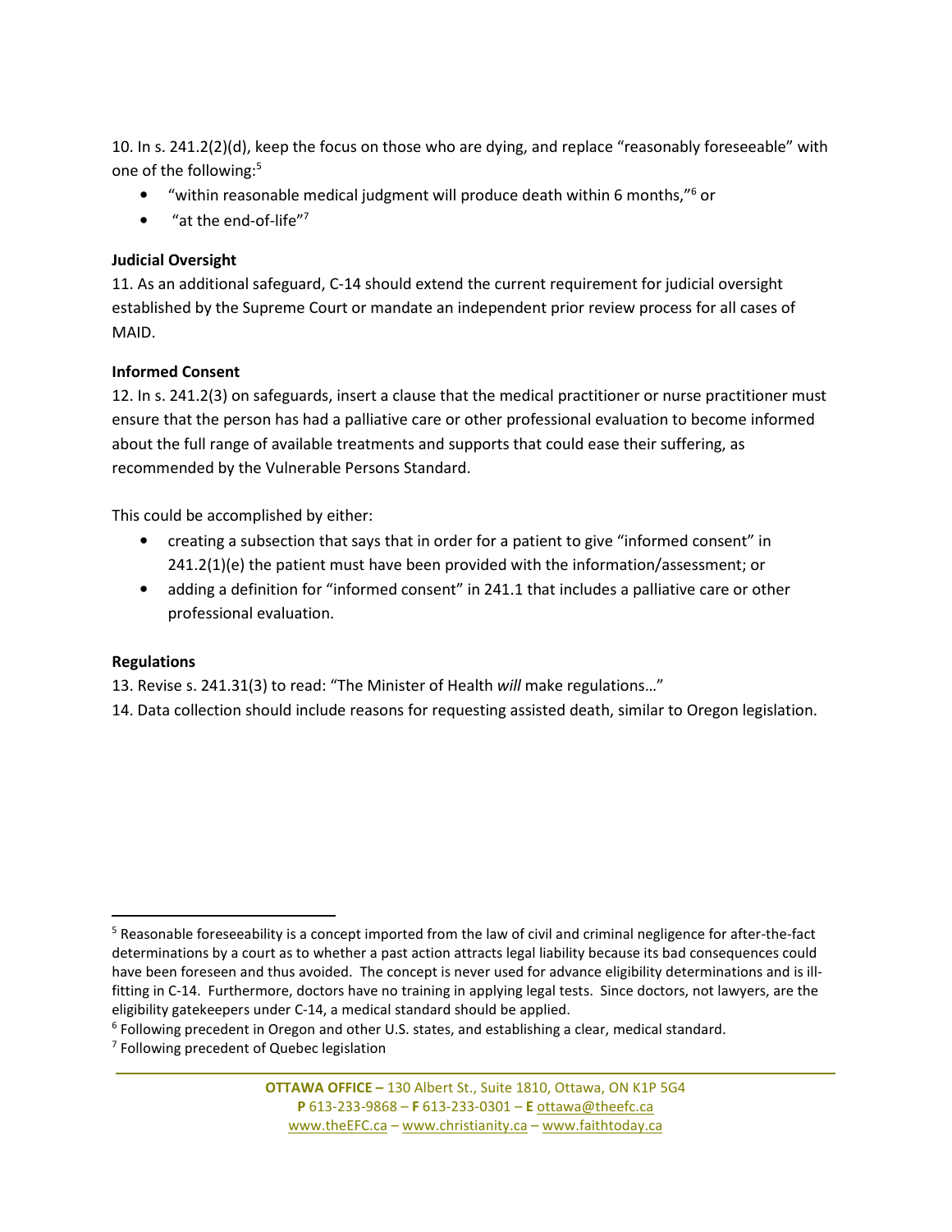10. In s. 241.2(2)(d), keep the focus on those who are dying, and replace "reasonably foreseeable" with one of the following:[5]

- "within reasonable medical judgment will produce death within 6 months,"[6] or
- "at the end-of-life"[7]

**Judicial Oversight**

11. As an additional safeguard, C-14 should extend the current requirement for judicial oversight established by the Supreme Court or mandate an independent prior review process for all cases of MAID.

**Informed Consent**

12. In s. 241.2(3) on safeguards, insert a clause that the medical practitioner or nurse practitioner must ensure that the person has had a palliative care or other professional evaluation to become informed about the full range of available treatments and supports that could ease their suffering, as recommended by the Vulnerable Persons Standard.

This could be accomplished by either:

- creating a subsection that says that in order for a patient to give "informed consent" in 241.2(1)(e) the patient must have been provided with the information/assessment; or
- adding a definition for "informed consent" in 241.1 that includes a palliative care or other professional evaluation.

**Regulations**

13. Revise s. 241.31(3) to read: "The Minister of Health *will* make regulations…"

14. Data collection should include reasons for requesting assisted death, similar to Oregon legislation.

---

[5] Reasonable foreseeability is a concept imported from the law of civil and criminal negligence for after-the-fact determinations by a court as to whether a past action attracts legal liability because its bad consequences could have been foreseen and thus avoided. The concept is never used for advance eligibility determinations and is ill-fitting in C-14. Furthermore, doctors have no training in applying legal tests. Since doctors, not lawyers, are the eligibility gatekeepers under C-14, a medical standard should be applied.

[6] Following precedent in Oregon and other U.S. states, and establishing a clear, medical standard.

[7] Following precedent of Quebec legislation

**OTTAWA OFFICE –** 130 Albert St., Suite 1810, Ottawa, ON K1P 5G4
**P** 613-233-9868 – **F** 613-233-0301 – **E** ottawa@theefc.ca
www.theEFC.ca – www.christianity.ca – www.faithtoday.ca